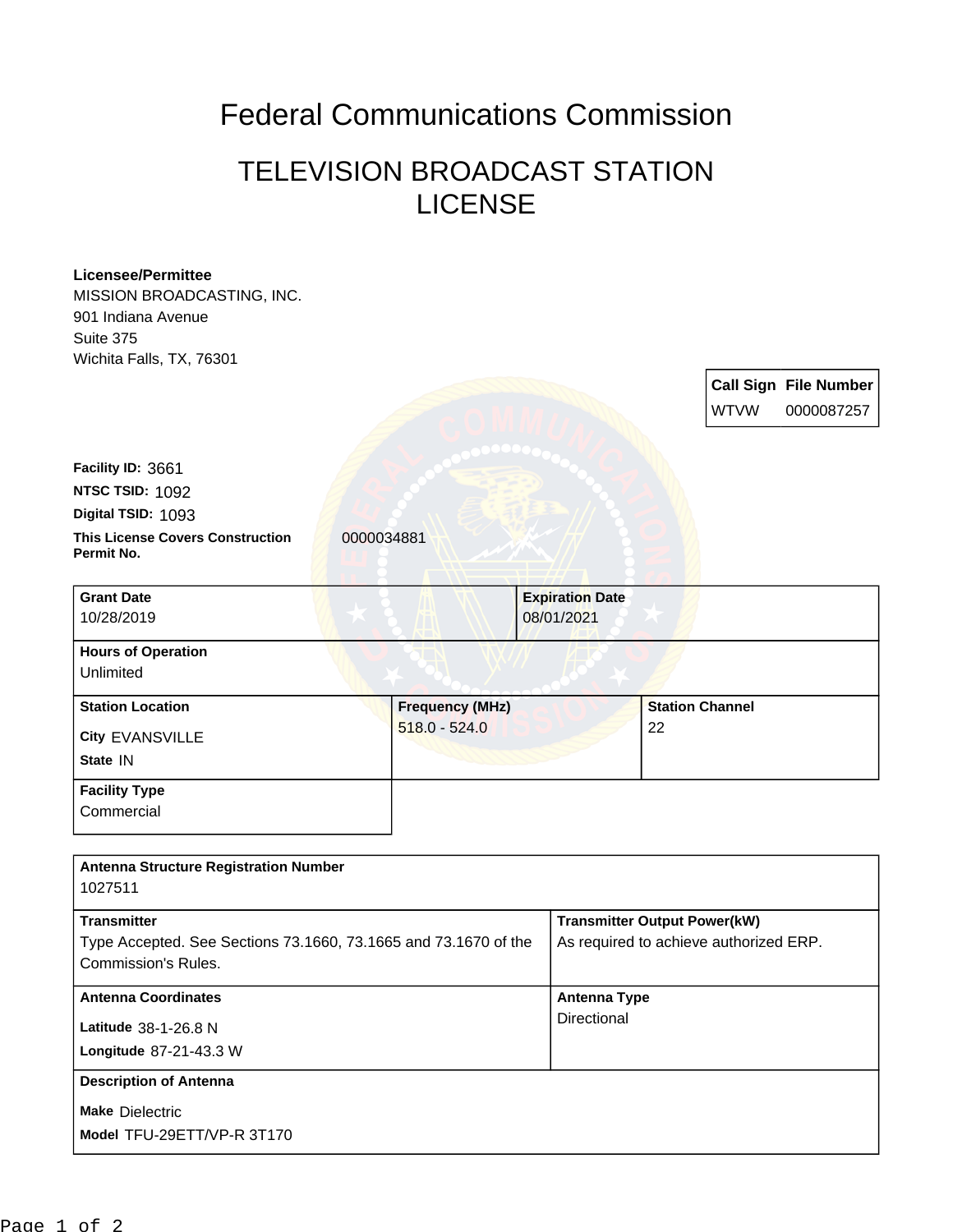# Federal Communications Commission

## TELEVISION BROADCAST STATION LICENSE

**Licensee/Permittee**
MISSION BROADCASTING, INC.
901 Indiana Avenue
Suite 375
Wichita Falls, TX, 76301

| Call Sign | File Number |
| --- | --- |
| WTVW | 0000087257 |

**Facility ID:** 3661
**NTSC TSID:** 1092
**Digital TSID:** 1093
**This License Covers Construction Permit No.** 0000034881

| Grant Date | Expiration Date |
| --- | --- |
| 10/28/2019 | 08/01/2021 |

**Hours of Operation**
Unlimited

| Station Location | Frequency (MHz) | Station Channel |
| --- | --- | --- |
| City EVANSVILLE<br>State IN | 518.0 - 524.0 | 22 |

**Facility Type**
Commercial

**Antenna Structure Registration Number**
1027511

| Transmitter | Transmitter Output Power(kW) |
| --- | --- |
| Type Accepted. See Sections 73.1660, 73.1665 and 73.1670 of the Commission's Rules. | As required to achieve authorized ERP. |

| Antenna Coordinates | Antenna Type |
| --- | --- |
| Latitude 38-1-26.8 N<br>Longitude 87-21-43.3 W | Directional |

**Description of Antenna**
**Make** Dielectric
**Model** TFU-29ETT/VP-R 3T170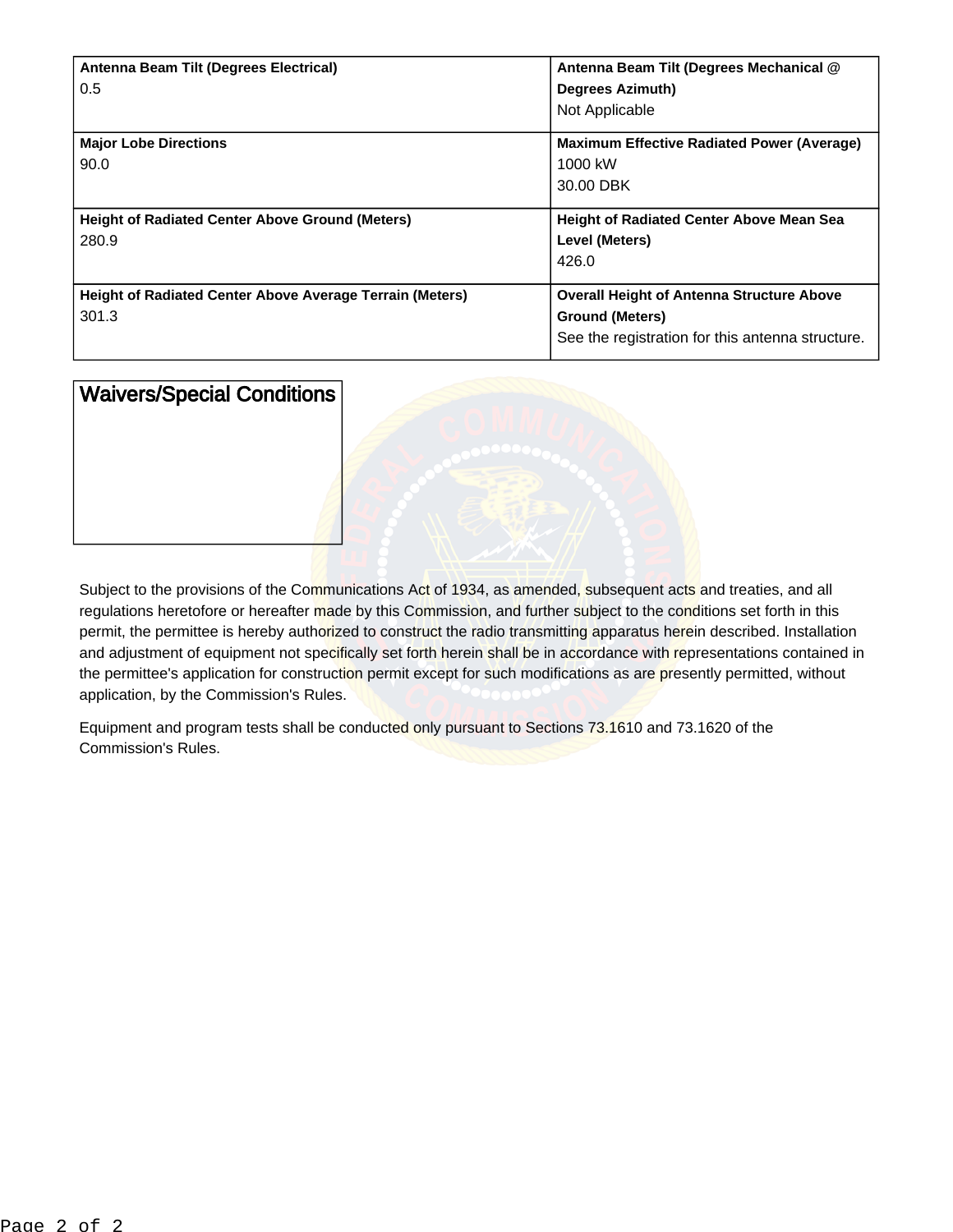| | |
|---|---|
| **Antenna Beam Tilt (Degrees Electrical)**<br>0.5 | **Antenna Beam Tilt (Degrees Mechanical @ Degrees Azimuth)**<br>Not Applicable |
| **Major Lobe Directions**<br>90.0 | **Maximum Effective Radiated Power (Average)**<br>1000 kW<br>30.00 DBK |
| **Height of Radiated Center Above Ground (Meters)**<br>280.9 | **Height of Radiated Center Above Mean Sea Level (Meters)**<br>426.0 |
| **Height of Radiated Center Above Average Terrain (Meters)**<br>301.3 | **Overall Height of Antenna Structure Above Ground (Meters)**<br>See the registration for this antenna structure. |

## Waivers/Special Conditions

Subject to the provisions of the Communications Act of 1934, as amended, subsequent acts and treaties, and all regulations heretofore or hereafter made by this Commission, and further subject to the conditions set forth in this permit, the permittee is hereby authorized to construct the radio transmitting apparatus herein described. Installation and adjustment of equipment not specifically set forth herein shall be in accordance with representations contained in the permittee's application for construction permit except for such modifications as are presently permitted, without application, by the Commission's Rules.

Equipment and program tests shall be conducted only pursuant to Sections 73.1610 and 73.1620 of the Commission's Rules.